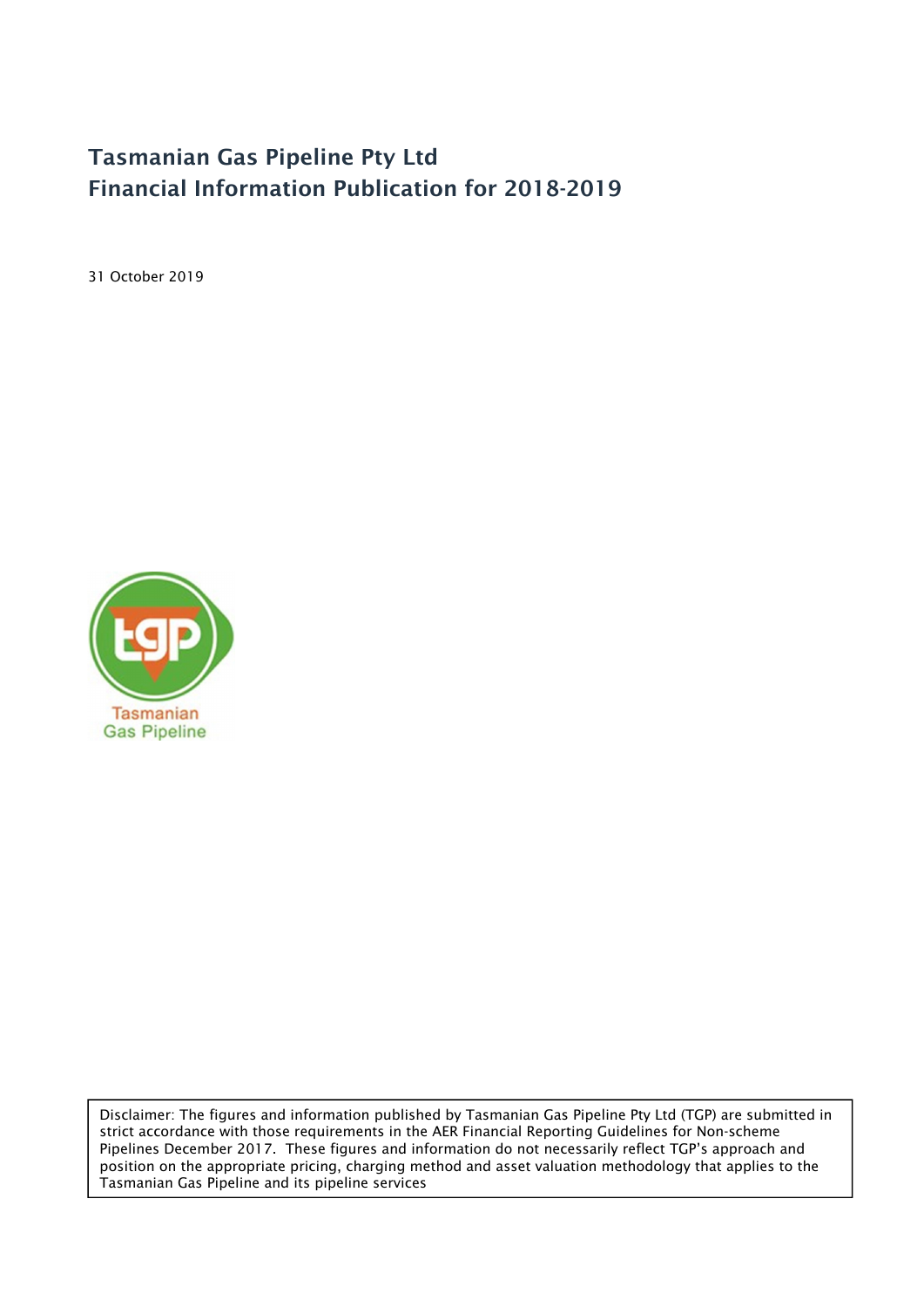# Tasmanian Gas Pipeline Pty Ltd
# Financial Information Publication for 2018-2019

31 October 2019

Tasmanian Gas Pipeline

Disclaimer: The figures and information published by Tasmanian Gas Pipeline Pty Ltd (TGP) are submitted in strict accordance with those requirements in the AER Financial Reporting Guidelines for Non-scheme Pipelines December 2017. These figures and information do not necessarily reflect TGP's approach and position on the appropriate pricing, charging method and asset valuation methodology that applies to the Tasmanian Gas Pipeline and its pipeline services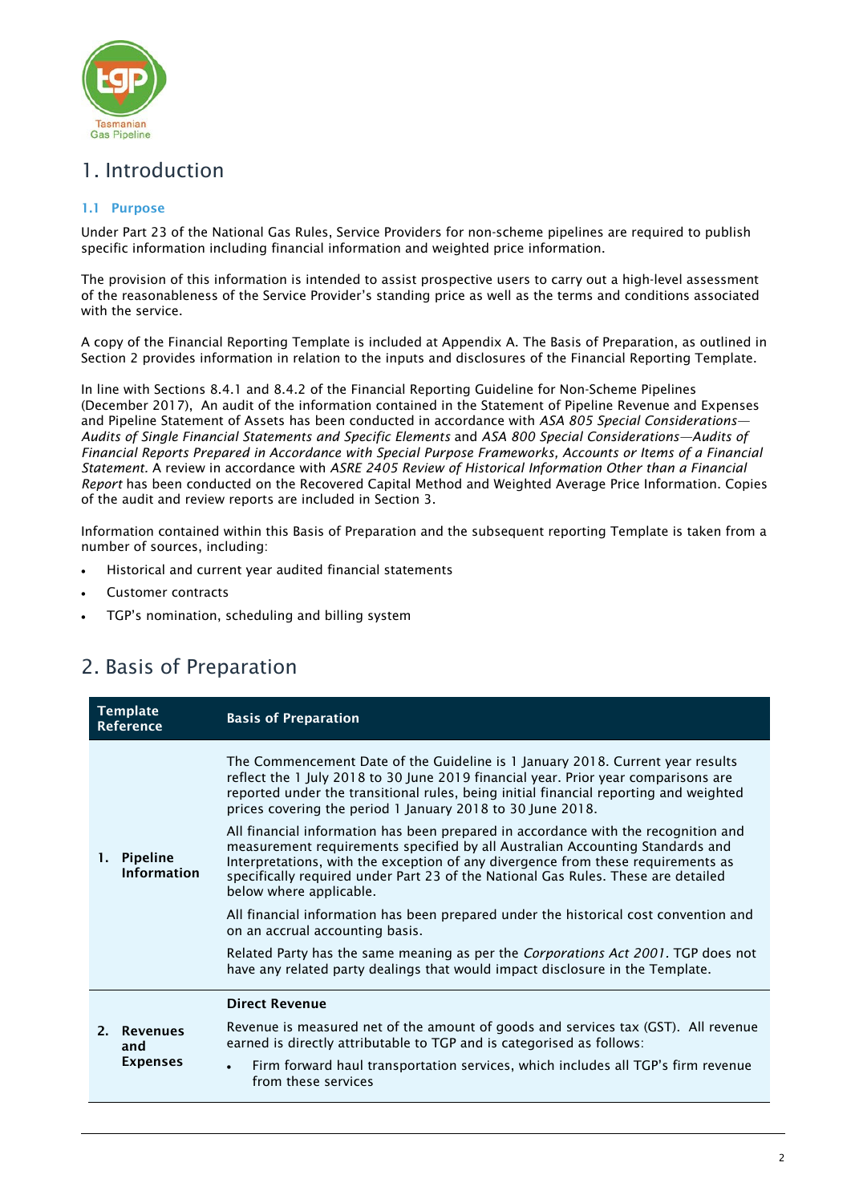# 1. Introduction

## 1.1 Purpose

Under Part 23 of the National Gas Rules, Service Providers for non-scheme pipelines are required to publish specific information including financial information and weighted price information.

The provision of this information is intended to assist prospective users to carry out a high-level assessment of the reasonableness of the Service Provider's standing price as well as the terms and conditions associated with the service.

A copy of the Financial Reporting Template is included at Appendix A. The Basis of Preparation, as outlined in Section 2 provides information in relation to the inputs and disclosures of the Financial Reporting Template.

In line with Sections 8.4.1 and 8.4.2 of the Financial Reporting Guideline for Non-Scheme Pipelines (December 2017), An audit of the information contained in the Statement of Pipeline Revenue and Expenses and Pipeline Statement of Assets has been conducted in accordance with *ASA 805 Special Considerations—Audits of Single Financial Statements and Specific Elements* and *ASA 800 Special Considerations—Audits of Financial Reports Prepared in Accordance with Special Purpose Frameworks, Accounts or Items of a Financial Statement.* A review in accordance with *ASRE 2405 Review of Historical Information Other than a Financial Report* has been conducted on the Recovered Capital Method and Weighted Average Price Information. Copies of the audit and review reports are included in Section 3.

Information contained within this Basis of Preparation and the subsequent reporting Template is taken from a number of sources, including:

- Historical and current year audited financial statements
- Customer contracts
- TGP's nomination, scheduling and billing system

# 2. Basis of Preparation

| Template Reference | Basis of Preparation |
|---|---|
| **1. Pipeline Information** | The Commencement Date of the Guideline is 1 January 2018. Current year results reflect the 1 July 2018 to 30 June 2019 financial year. Prior year comparisons are reported under the transitional rules, being initial financial reporting and weighted prices covering the period 1 January 2018 to 30 June 2018.<br><br>All financial information has been prepared in accordance with the recognition and measurement requirements specified by all Australian Accounting Standards and Interpretations, with the exception of any divergence from these requirements as specifically required under Part 23 of the National Gas Rules. These are detailed below where applicable.<br><br>All financial information has been prepared under the historical cost convention and on an accrual accounting basis.<br><br>Related Party has the same meaning as per the *Corporations Act 2001*. TGP does not have any related party dealings that would impact disclosure in the Template. |
| **2. Revenues and Expenses** | **Direct Revenue**<br><br>Revenue is measured net of the amount of goods and services tax (GST). All revenue earned is directly attributable to TGP and is categorised as follows:<br><br>• Firm forward haul transportation services, which includes all TGP's firm revenue from these services |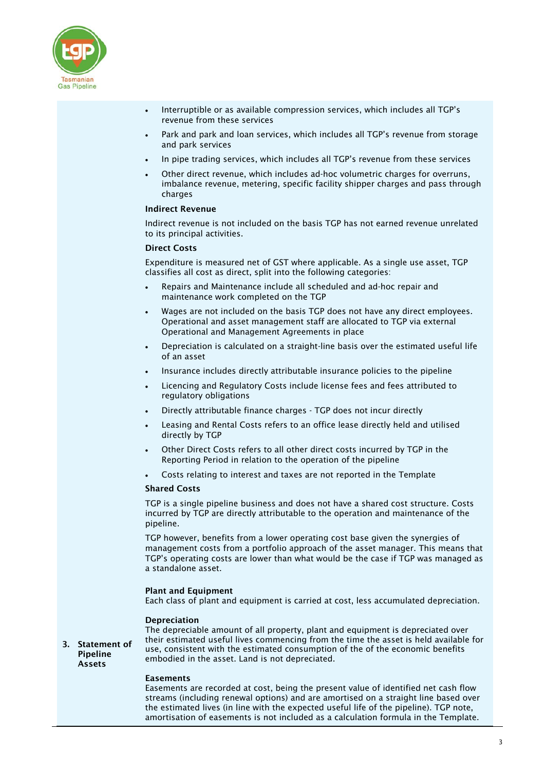- Interruptible or as available compression services, which includes all TGP's revenue from these services
- Park and park and loan services, which includes all TGP's revenue from storage and park services
- In pipe trading services, which includes all TGP's revenue from these services
- Other direct revenue, which includes ad-hoc volumetric charges for overruns, imbalance revenue, metering, specific facility shipper charges and pass through charges

**Indirect Revenue**

Indirect revenue is not included on the basis TGP has not earned revenue unrelated to its principal activities.

**Direct Costs**

Expenditure is measured net of GST where applicable. As a single use asset, TGP classifies all cost as direct, split into the following categories:

- Repairs and Maintenance include all scheduled and ad-hoc repair and maintenance work completed on the TGP
- Wages are not included on the basis TGP does not have any direct employees. Operational and asset management staff are allocated to TGP via external Operational and Management Agreements in place
- Depreciation is calculated on a straight-line basis over the estimated useful life of an asset
- Insurance includes directly attributable insurance policies to the pipeline
- Licencing and Regulatory Costs include license fees and fees attributed to regulatory obligations
- Directly attributable finance charges - TGP does not incur directly
- Leasing and Rental Costs refers to an office lease directly held and utilised directly by TGP
- Other Direct Costs refers to all other direct costs incurred by TGP in the Reporting Period in relation to the operation of the pipeline
- Costs relating to interest and taxes are not reported in the Template

**Shared Costs**

TGP is a single pipeline business and does not have a shared cost structure. Costs incurred by TGP are directly attributable to the operation and maintenance of the pipeline.

TGP however, benefits from a lower operating cost base given the synergies of management costs from a portfolio approach of the asset manager. This means that TGP's operating costs are lower than what would be the case if TGP was managed as a standalone asset.

## 3. Statement of Pipeline Assets

**Plant and Equipment**

Each class of plant and equipment is carried at cost, less accumulated depreciation.

**Depreciation**

The depreciable amount of all property, plant and equipment is depreciated over their estimated useful lives commencing from the time the asset is held available for use, consistent with the estimated consumption of the of the economic benefits embodied in the asset. Land is not depreciated.

**Easements**

Easements are recorded at cost, being the present value of identified net cash flow streams (including renewal options) and are amortised on a straight line based over the estimated lives (in line with the expected useful life of the pipeline). TGP note, amortisation of easements is not included as a calculation formula in the Template.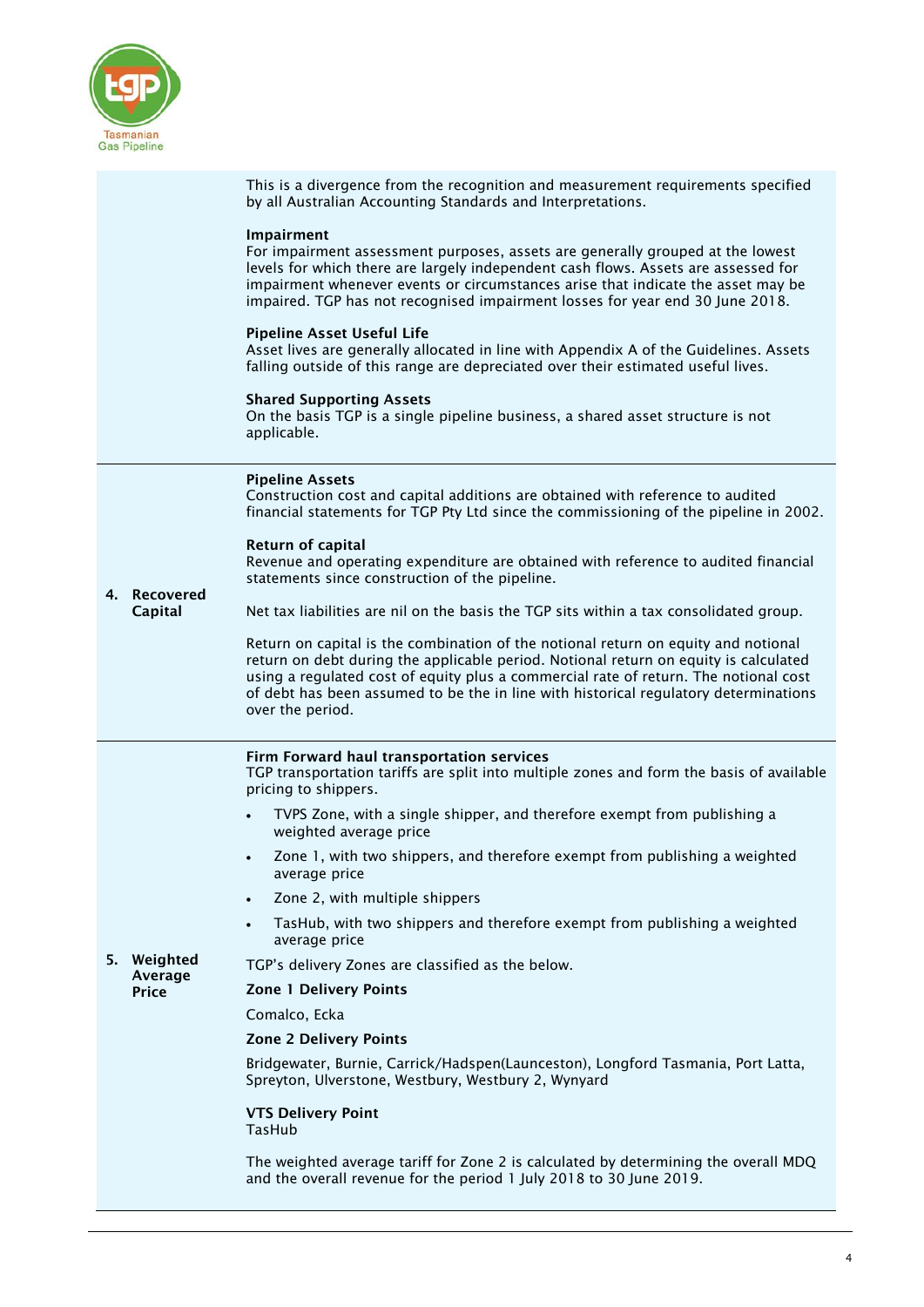| | |
|---|---|
| | This is a divergence from the recognition and measurement requirements specified by all Australian Accounting Standards and Interpretations.<br><br>**Impairment**<br>For impairment assessment purposes, assets are generally grouped at the lowest levels for which there are largely independent cash flows. Assets are assessed for impairment whenever events or circumstances arise that indicate the asset may be impaired. TGP has not recognised impairment losses for year end 30 June 2018.<br><br>**Pipeline Asset Useful Life**<br>Asset lives are generally allocated in line with Appendix A of the Guidelines. Assets falling outside of this range are depreciated over their estimated useful lives.<br><br>**Shared Supporting Assets**<br>On the basis TGP is a single pipeline business, a shared asset structure is not applicable. |
| **4. Recovered Capital** | **Pipeline Assets**<br>Construction cost and capital additions are obtained with reference to audited financial statements for TGP Pty Ltd since the commissioning of the pipeline in 2002.<br><br>**Return of capital**<br>Revenue and operating expenditure are obtained with reference to audited financial statements since construction of the pipeline.<br><br>Net tax liabilities are nil on the basis the TGP sits within a tax consolidated group.<br><br>Return on capital is the combination of the notional return on equity and notional return on debt during the applicable period. Notional return on equity is calculated using a regulated cost of equity plus a commercial rate of return. The notional cost of debt has been assumed to be the in line with historical regulatory determinations over the period. |
| **5. Weighted Average Price** | **Firm Forward haul transportation services**<br>TGP transportation tariffs are split into multiple zones and form the basis of available pricing to shippers.<br><br>• TVPS Zone, with a single shipper, and therefore exempt from publishing a weighted average price<br>• Zone 1, with two shippers, and therefore exempt from publishing a weighted average price<br>• Zone 2, with multiple shippers<br>• TasHub, with two shippers and therefore exempt from publishing a weighted average price<br><br>TGP's delivery Zones are classified as the below.<br><br>**Zone 1 Delivery Points**<br><br>Comalco, Ecka<br><br>**Zone 2 Delivery Points**<br><br>Bridgewater, Burnie, Carrick/Hadspen(Launceston), Longford Tasmania, Port Latta, Spreyton, Ulverstone, Westbury, Westbury 2, Wynyard<br><br>**VTS Delivery Point**<br>TasHub<br><br>The weighted average tariff for Zone 2 is calculated by determining the overall MDQ and the overall revenue for the period 1 July 2018 to 30 June 2019. |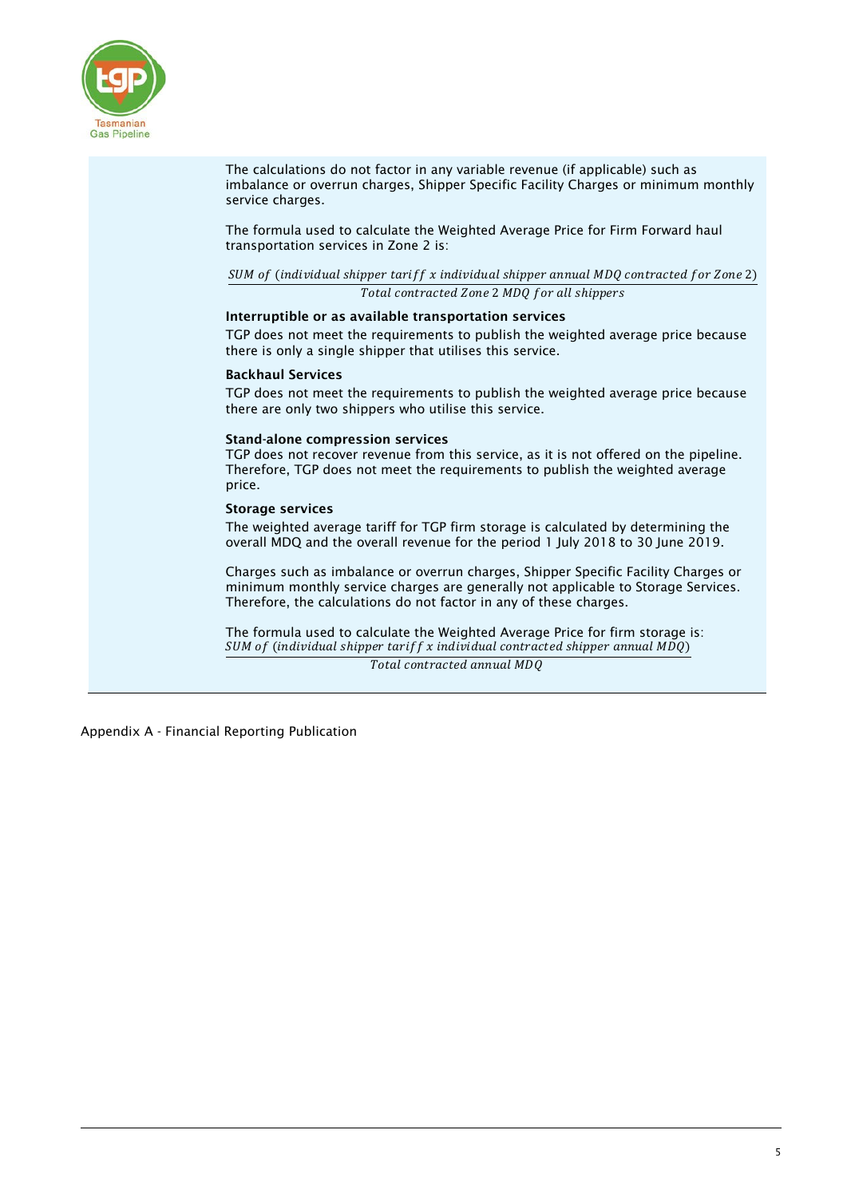The calculations do not factor in any variable revenue (if applicable) such as imbalance or overrun charges, Shipper Specific Facility Charges or minimum monthly service charges.

The formula used to calculate the Weighted Average Price for Firm Forward haul transportation services in Zone 2 is:

$$\frac{SUM\ of\ (individual\ shipper\ tariff\ x\ individual\ shipper\ annual\ MDQ\ contracted\ for\ Zone\ 2)}{Total\ contracted\ Zone\ 2\ MDQ\ for\ all\ shippers}$$

**Interruptible or as available transportation services**

TGP does not meet the requirements to publish the weighted average price because there is only a single shipper that utilises this service.

**Backhaul Services**

TGP does not meet the requirements to publish the weighted average price because there are only two shippers who utilise this service.

**Stand-alone compression services**

TGP does not recover revenue from this service, as it is not offered on the pipeline. Therefore, TGP does not meet the requirements to publish the weighted average price.

**Storage services**

The weighted average tariff for TGP firm storage is calculated by determining the overall MDQ and the overall revenue for the period 1 July 2018 to 30 June 2019.

Charges such as imbalance or overrun charges, Shipper Specific Facility Charges or minimum monthly service charges are generally not applicable to Storage Services. Therefore, the calculations do not factor in any of these charges.

The formula used to calculate the Weighted Average Price for firm storage is:

$$\frac{SUM\ of\ (individual\ shipper\ tariff\ x\ individual\ contracted\ shipper\ annual\ MDQ)}{Total\ contracted\ annual\ MDQ}$$

Appendix A - Financial Reporting Publication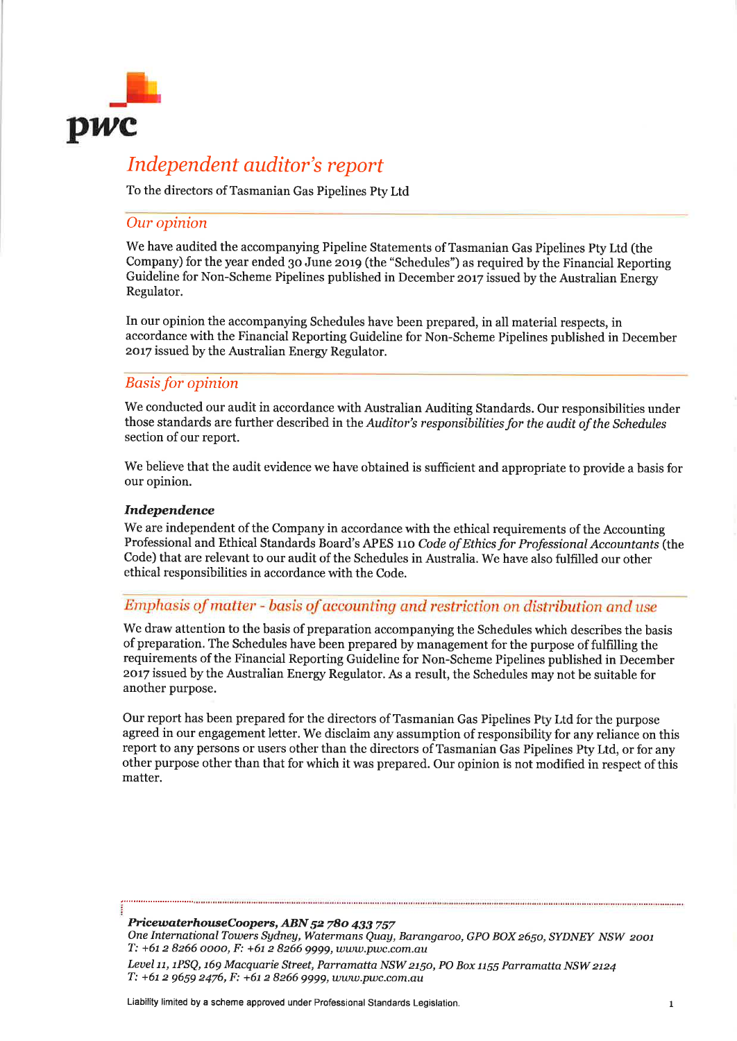pwc

# Independent auditor's report

To the directors of Tasmanian Gas Pipelines Pty Ltd

## Our opinion

We have audited the accompanying Pipeline Statements of Tasmanian Gas Pipelines Pty Ltd (the Company) for the year ended 30 June 2019 (the "Schedules") as required by the Financial Reporting Guideline for Non-Scheme Pipelines published in December 2017 issued by the Australian Energy Regulator.

In our opinion the accompanying Schedules have been prepared, in all material respects, in accordance with the Financial Reporting Guideline for Non-Scheme Pipelines published in December 2017 issued by the Australian Energy Regulator.

## Basis for opinion

We conducted our audit in accordance with Australian Auditing Standards. Our responsibilities under those standards are further described in the *Auditor's responsibilities for the audit of the Schedules* section of our report.

We believe that the audit evidence we have obtained is sufficient and appropriate to provide a basis for our opinion.

### *Independence*

We are independent of the Company in accordance with the ethical requirements of the Accounting Professional and Ethical Standards Board's APES 110 *Code of Ethics for Professional Accountants* (the Code) that are relevant to our audit of the Schedules in Australia. We have also fulfilled our other ethical responsibilities in accordance with the Code.

## Emphasis of matter - basis of accounting and restriction on distribution and use

We draw attention to the basis of preparation accompanying the Schedules which describes the basis of preparation. The Schedules have been prepared by management for the purpose of fulfilling the requirements of the Financial Reporting Guideline for Non-Scheme Pipelines published in December 2017 issued by the Australian Energy Regulator. As a result, the Schedules may not be suitable for another purpose.

Our report has been prepared for the directors of Tasmanian Gas Pipelines Pty Ltd for the purpose agreed in our engagement letter. We disclaim any assumption of responsibility for any reliance on this report to any persons or users other than the directors of Tasmanian Gas Pipelines Pty Ltd, or for any other purpose other than that for which it was prepared. Our opinion is not modified in respect of this matter.

***PricewaterhouseCoopers, ABN 52 780 433 757***
*One International Towers Sydney, Watermans Quay, Barangaroo, GPO BOX 2650, SYDNEY NSW 2001*
*T: +61 2 8266 0000, F: +61 2 8266 9999, www.pwc.com.au*

*Level 11, 1PSQ, 169 Macquarie Street, Parramatta NSW 2150, PO Box 1155 Parramatta NSW 2124*
*T: +61 2 9659 2476, F: +61 2 8266 9999, www.pwc.com.au*

Liability limited by a scheme approved under Professional Standards Legislation.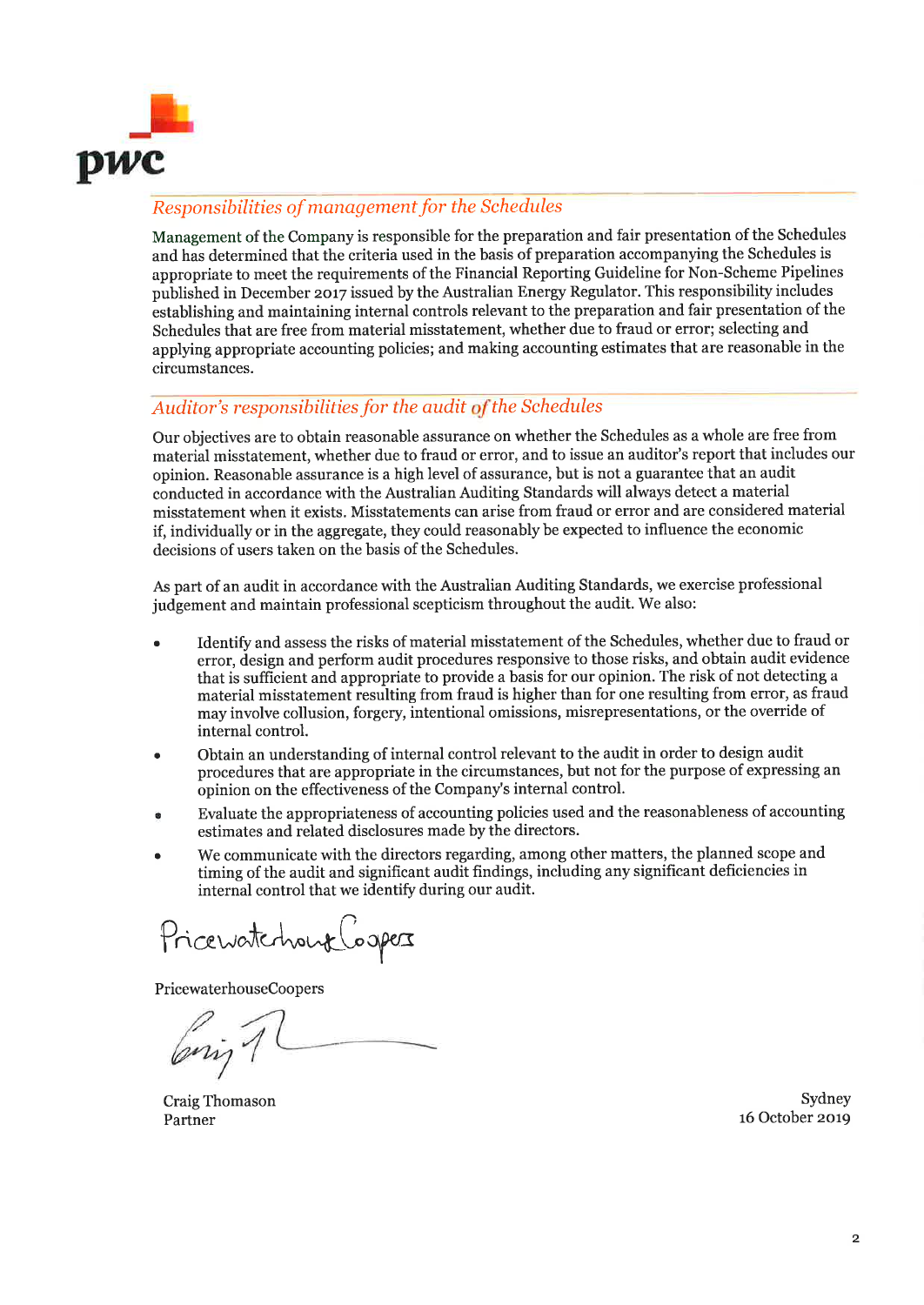## *Responsibilities of management for the Schedules*

Management of the Company is responsible for the preparation and fair presentation of the Schedules and has determined that the criteria used in the basis of preparation accompanying the Schedules is appropriate to meet the requirements of the Financial Reporting Guideline for Non-Scheme Pipelines published in December 2017 issued by the Australian Energy Regulator. This responsibility includes establishing and maintaining internal controls relevant to the preparation and fair presentation of the Schedules that are free from material misstatement, whether due to fraud or error; selecting and applying appropriate accounting policies; and making accounting estimates that are reasonable in the circumstances.

## *Auditor's responsibilities for the audit of the Schedules*

Our objectives are to obtain reasonable assurance on whether the Schedules as a whole are free from material misstatement, whether due to fraud or error, and to issue an auditor's report that includes our opinion. Reasonable assurance is a high level of assurance, but is not a guarantee that an audit conducted in accordance with the Australian Auditing Standards will always detect a material misstatement when it exists. Misstatements can arise from fraud or error and are considered material if, individually or in the aggregate, they could reasonably be expected to influence the economic decisions of users taken on the basis of the Schedules.

As part of an audit in accordance with the Australian Auditing Standards, we exercise professional judgement and maintain professional scepticism throughout the audit. We also:

- Identify and assess the risks of material misstatement of the Schedules, whether due to fraud or error, design and perform audit procedures responsive to those risks, and obtain audit evidence that is sufficient and appropriate to provide a basis for our opinion. The risk of not detecting a material misstatement resulting from fraud is higher than for one resulting from error, as fraud may involve collusion, forgery, intentional omissions, misrepresentations, or the override of internal control.
- Obtain an understanding of internal control relevant to the audit in order to design audit procedures that are appropriate in the circumstances, but not for the purpose of expressing an opinion on the effectiveness of the Company's internal control.
- Evaluate the appropriateness of accounting policies used and the reasonableness of accounting estimates and related disclosures made by the directors.
- We communicate with the directors regarding, among other matters, the planned scope and timing of the audit and significant audit findings, including any significant deficiencies in internal control that we identify during our audit.

PricewaterhouseCoopers

Craig Thomason
Partner

Sydney
16 October 2019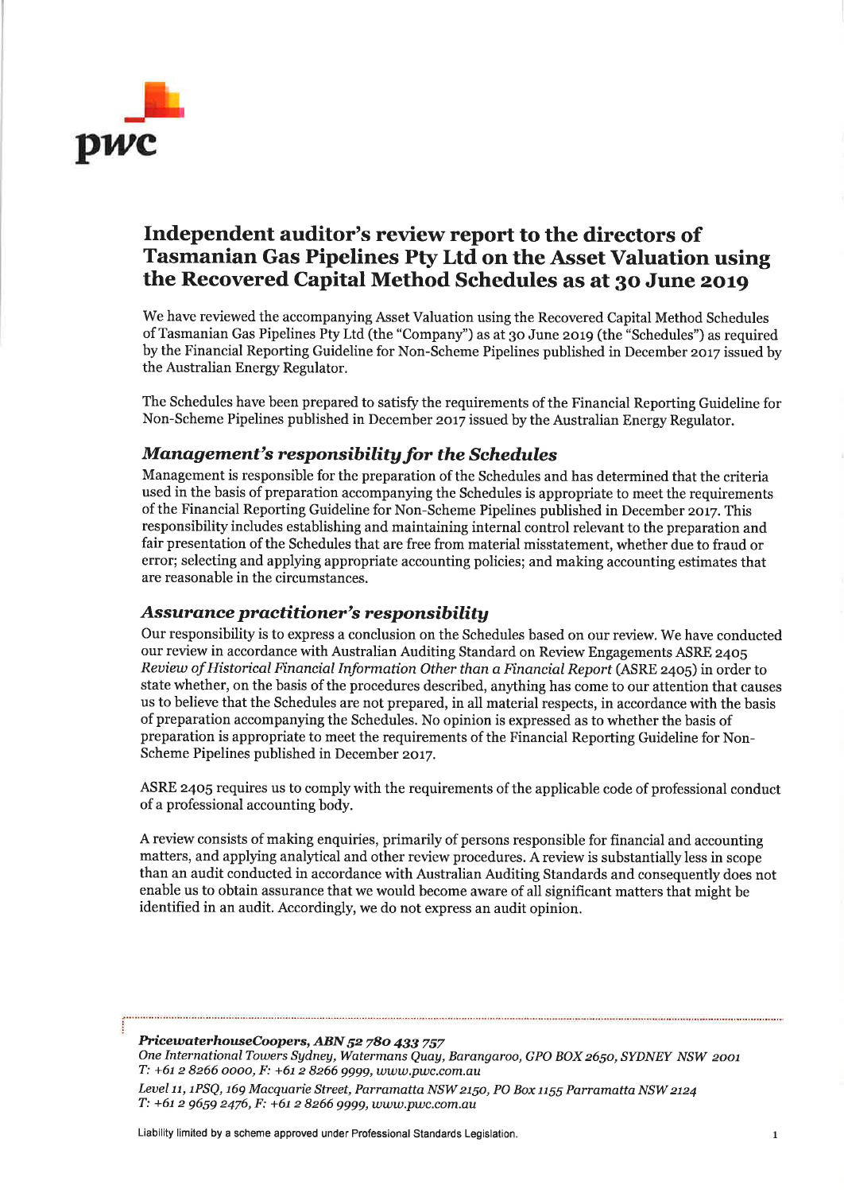# Independent auditor's review report to the directors of Tasmanian Gas Pipelines Pty Ltd on the Asset Valuation using the Recovered Capital Method Schedules as at 30 June 2019

We have reviewed the accompanying Asset Valuation using the Recovered Capital Method Schedules of Tasmanian Gas Pipelines Pty Ltd (the "Company") as at 30 June 2019 (the "Schedules") as required by the Financial Reporting Guideline for Non-Scheme Pipelines published in December 2017 issued by the Australian Energy Regulator.

The Schedules have been prepared to satisfy the requirements of the Financial Reporting Guideline for Non-Scheme Pipelines published in December 2017 issued by the Australian Energy Regulator.

## *Management's responsibility for the Schedules*

Management is responsible for the preparation of the Schedules and has determined that the criteria used in the basis of preparation accompanying the Schedules is appropriate to meet the requirements of the Financial Reporting Guideline for Non-Scheme Pipelines published in December 2017. This responsibility includes establishing and maintaining internal control relevant to the preparation and fair presentation of the Schedules that are free from material misstatement, whether due to fraud or error; selecting and applying appropriate accounting policies; and making accounting estimates that are reasonable in the circumstances.

## *Assurance practitioner's responsibility*

Our responsibility is to express a conclusion on the Schedules based on our review. We have conducted our review in accordance with Australian Auditing Standard on Review Engagements ASRE 2405 *Review of Historical Financial Information Other than a Financial Report* (ASRE 2405) in order to state whether, on the basis of the procedures described, anything has come to our attention that causes us to believe that the Schedules are not prepared, in all material respects, in accordance with the basis of preparation accompanying the Schedules. No opinion is expressed as to whether the basis of preparation is appropriate to meet the requirements of the Financial Reporting Guideline for Non-Scheme Pipelines published in December 2017.

ASRE 2405 requires us to comply with the requirements of the applicable code of professional conduct of a professional accounting body.

A review consists of making enquiries, primarily of persons responsible for financial and accounting matters, and applying analytical and other review procedures. A review is substantially less in scope than an audit conducted in accordance with Australian Auditing Standards and consequently does not enable us to obtain assurance that we would become aware of all significant matters that might be identified in an audit. Accordingly, we do not express an audit opinion.

***PricewaterhouseCoopers, ABN 52 780 433 757***
*One International Towers Sydney, Watermans Quay, Barangaroo, GPO BOX 2650, SYDNEY NSW 2001*
*T: +61 2 8266 0000, F: +61 2 8266 9999, www.pwc.com.au*
*Level 11, 1PSQ, 169 Macquarie Street, Parramatta NSW 2150, PO Box 1155 Parramatta NSW 2124*
*T: +61 2 9659 2476, F: +61 2 8266 9999, www.pwc.com.au*

Liability limited by a scheme approved under Professional Standards Legislation.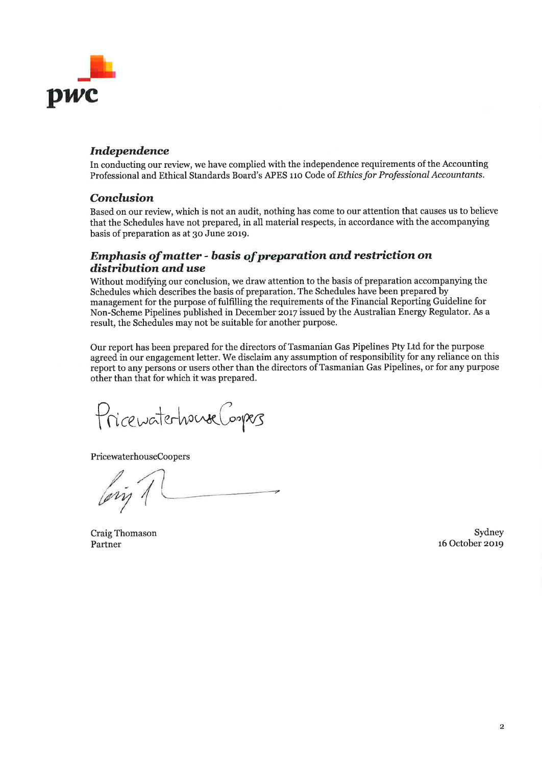### *Independence*

In conducting our review, we have complied with the independence requirements of the Accounting Professional and Ethical Standards Board's APES 110 Code of *Ethics for Professional Accountants*.

### *Conclusion*

Based on our review, which is not an audit, nothing has come to our attention that causes us to believe that the Schedules have not prepared, in all material respects, in accordance with the accompanying basis of preparation as at 30 June 2019.

### *Emphasis of matter - basis of preparation and restriction on distribution and use*

Without modifying our conclusion, we draw attention to the basis of preparation accompanying the Schedules which describes the basis of preparation. The Schedules have been prepared by management for the purpose of fulfilling the requirements of the Financial Reporting Guideline for Non-Scheme Pipelines published in December 2017 issued by the Australian Energy Regulator. As a result, the Schedules may not be suitable for another purpose.

Our report has been prepared for the directors of Tasmanian Gas Pipelines Pty Ltd for the purpose agreed in our engagement letter. We disclaim any assumption of responsibility for any reliance on this report to any persons or users other than the directors of Tasmanian Gas Pipelines, or for any purpose other than that for which it was prepared.

PricewaterhouseCoopers

PricewaterhouseCoopers

Craig Thomason
Partner

Sydney
16 October 2019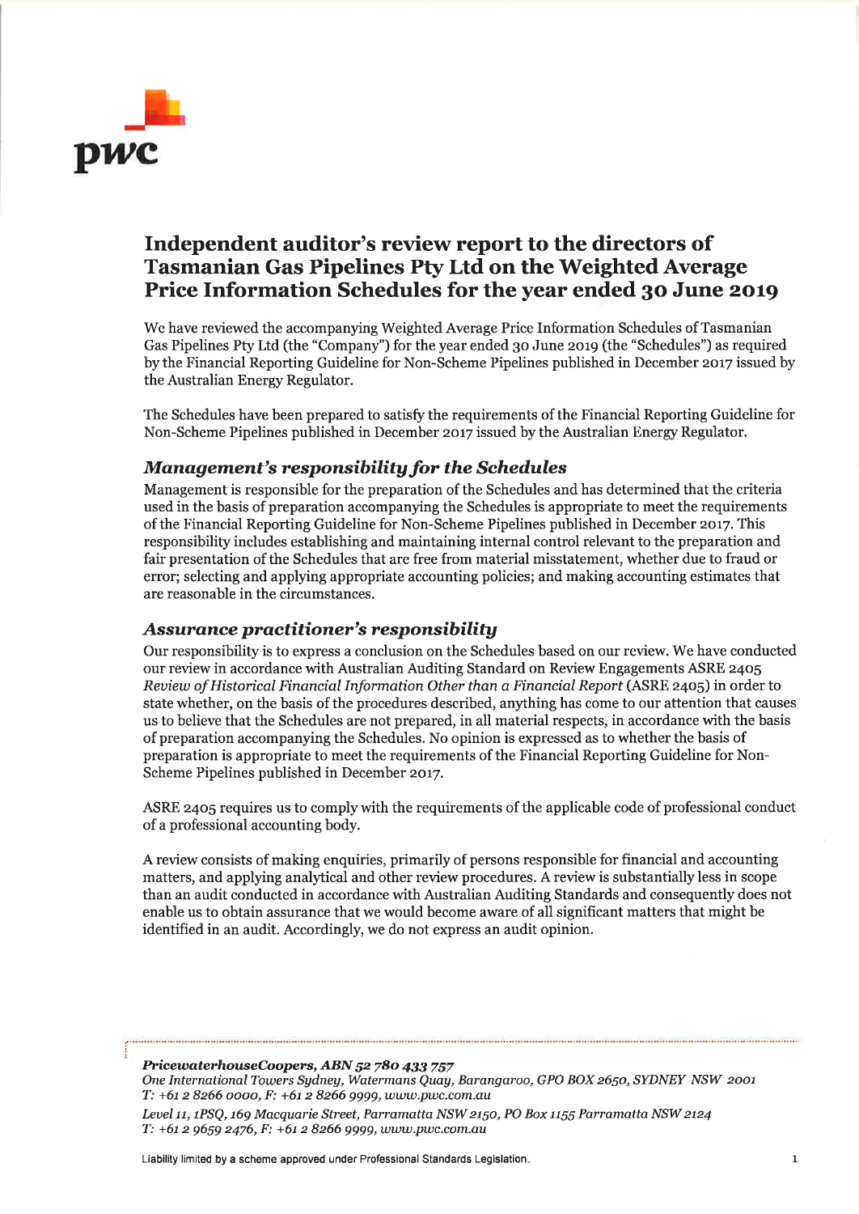# Independent auditor's review report to the directors of Tasmanian Gas Pipelines Pty Ltd on the Weighted Average Price Information Schedules for the year ended 30 June 2019

We have reviewed the accompanying Weighted Average Price Information Schedules of Tasmanian Gas Pipelines Pty Ltd (the "Company") for the year ended 30 June 2019 (the "Schedules") as required by the Financial Reporting Guideline for Non-Scheme Pipelines published in December 2017 issued by the Australian Energy Regulator.

The Schedules have been prepared to satisfy the requirements of the Financial Reporting Guideline for Non-Scheme Pipelines published in December 2017 issued by the Australian Energy Regulator.

## *Management's responsibility for the Schedules*

Management is responsible for the preparation of the Schedules and has determined that the criteria used in the basis of preparation accompanying the Schedules is appropriate to meet the requirements of the Financial Reporting Guideline for Non-Scheme Pipelines published in December 2017. This responsibility includes establishing and maintaining internal control relevant to the preparation and fair presentation of the Schedules that are free from material misstatement, whether due to fraud or error; selecting and applying appropriate accounting policies; and making accounting estimates that are reasonable in the circumstances.

## *Assurance practitioner's responsibility*

Our responsibility is to express a conclusion on the Schedules based on our review. We have conducted our review in accordance with Australian Auditing Standard on Review Engagements ASRE 2405 *Review of Historical Financial Information Other than a Financial Report* (ASRE 2405) in order to state whether, on the basis of the procedures described, anything has come to our attention that causes us to believe that the Schedules are not prepared, in all material respects, in accordance with the basis of preparation accompanying the Schedules. No opinion is expressed as to whether the basis of preparation is appropriate to meet the requirements of the Financial Reporting Guideline for Non-Scheme Pipelines published in December 2017.

ASRE 2405 requires us to comply with the requirements of the applicable code of professional conduct of a professional accounting body.

A review consists of making enquiries, primarily of persons responsible for financial and accounting matters, and applying analytical and other review procedures. A review is substantially less in scope than an audit conducted in accordance with Australian Auditing Standards and consequently does not enable us to obtain assurance that we would become aware of all significant matters that might be identified in an audit. Accordingly, we do not express an audit opinion.

***PricewaterhouseCoopers, ABN 52 780 433 757***
*One International Towers Sydney, Watermans Quay, Barangaroo, GPO BOX 2650, SYDNEY NSW 2001*
*T: +61 2 8266 0000, F: +61 2 8266 9999, www.pwc.com.au*

*Level 11, 1PSQ, 169 Macquarie Street, Parramatta NSW 2150, PO Box 1155 Parramatta NSW 2124*
*T: +61 2 9659 2476, F: +61 2 8266 9999, www.pwc.com.au*

Liability limited by a scheme approved under Professional Standards Legislation.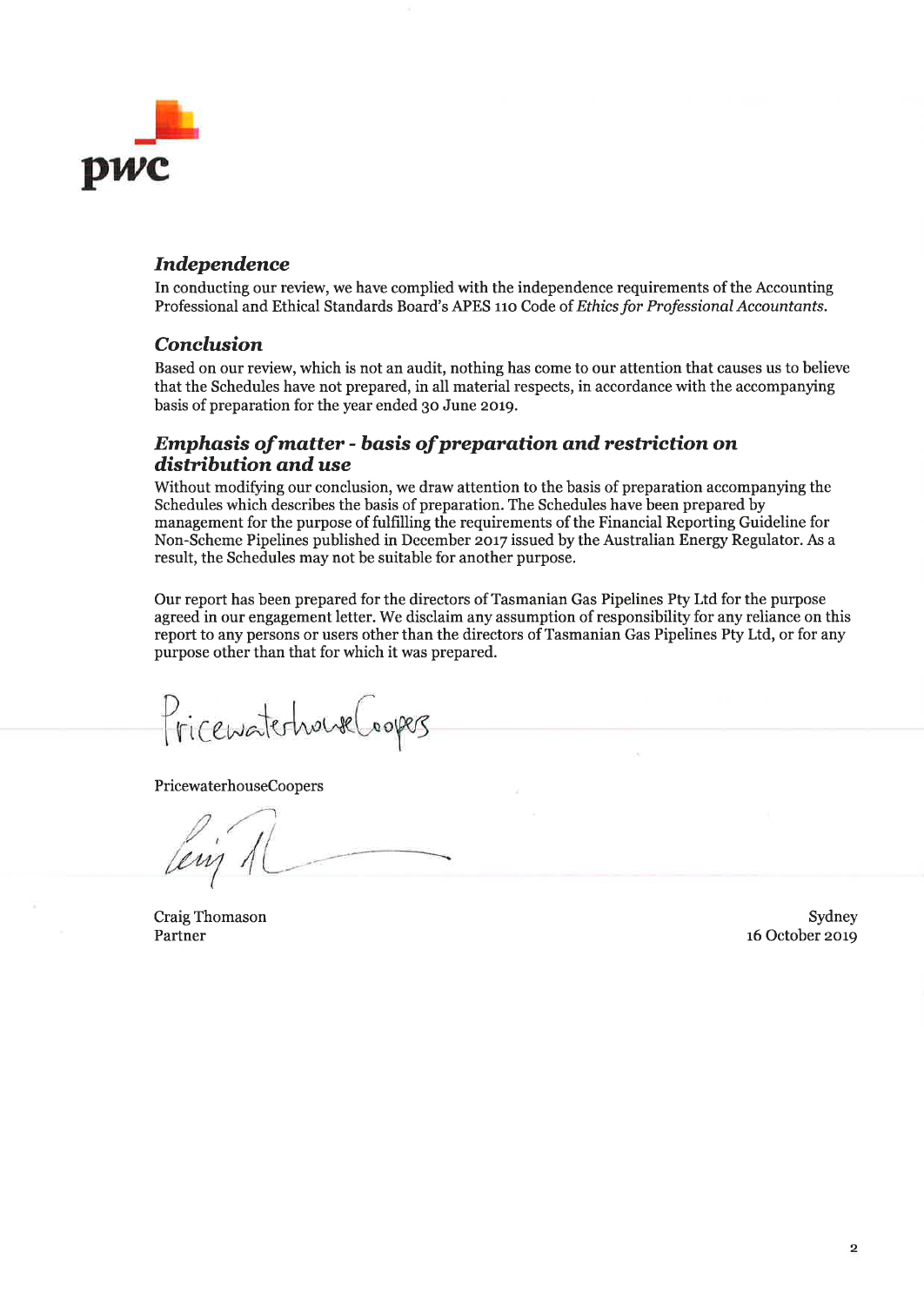### *Independence*

In conducting our review, we have complied with the independence requirements of the Accounting Professional and Ethical Standards Board's APES 110 Code of *Ethics for Professional Accountants*.

### *Conclusion*

Based on our review, which is not an audit, nothing has come to our attention that causes us to believe that the Schedules have not prepared, in all material respects, in accordance with the accompanying basis of preparation for the year ended 30 June 2019.

### *Emphasis of matter - basis of preparation and restriction on distribution and use*

Without modifying our conclusion, we draw attention to the basis of preparation accompanying the Schedules which describes the basis of preparation. The Schedules have been prepared by management for the purpose of fulfilling the requirements of the Financial Reporting Guideline for Non-Scheme Pipelines published in December 2017 issued by the Australian Energy Regulator. As a result, the Schedules may not be suitable for another purpose.

Our report has been prepared for the directors of Tasmanian Gas Pipelines Pty Ltd for the purpose agreed in our engagement letter. We disclaim any assumption of responsibility for any reliance on this report to any persons or users other than the directors of Tasmanian Gas Pipelines Pty Ltd, or for any purpose other than that for which it was prepared.

PricewaterhouseCoopers

Craig Thomason
Partner

Sydney
16 October 2019